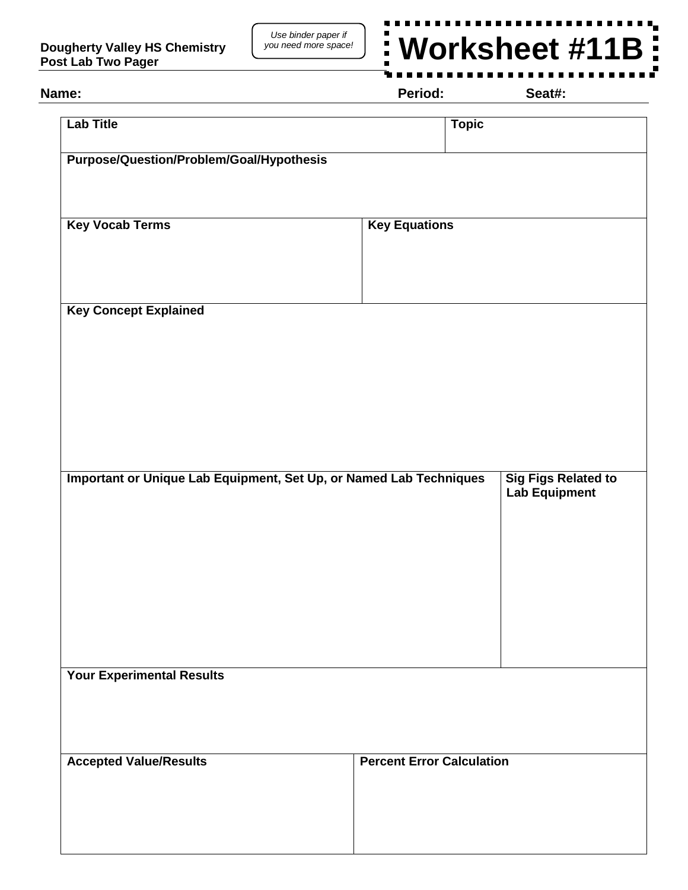**Dougherty Valley HS Chemistry**
**Post Lab Two Pager**

*Use binder paper if you need more space!*

# Worksheet #11B

**Name:** **Period:** **Seat#:**

| **Lab Title** | | **Topic** |
|---|---|---|
| **Purpose/Question/Problem/Goal/Hypothesis** | | |
| **Key Vocab Terms** | **Key Equations** | |
| **Key Concept Explained** | | |
| **Important or Unique Lab Equipment, Set Up, or Named Lab Techniques** | | **Sig Figs Related to Lab Equipment** |
| **Your Experimental Results** | | |
| **Accepted Value/Results** | **Percent Error Calculation** | |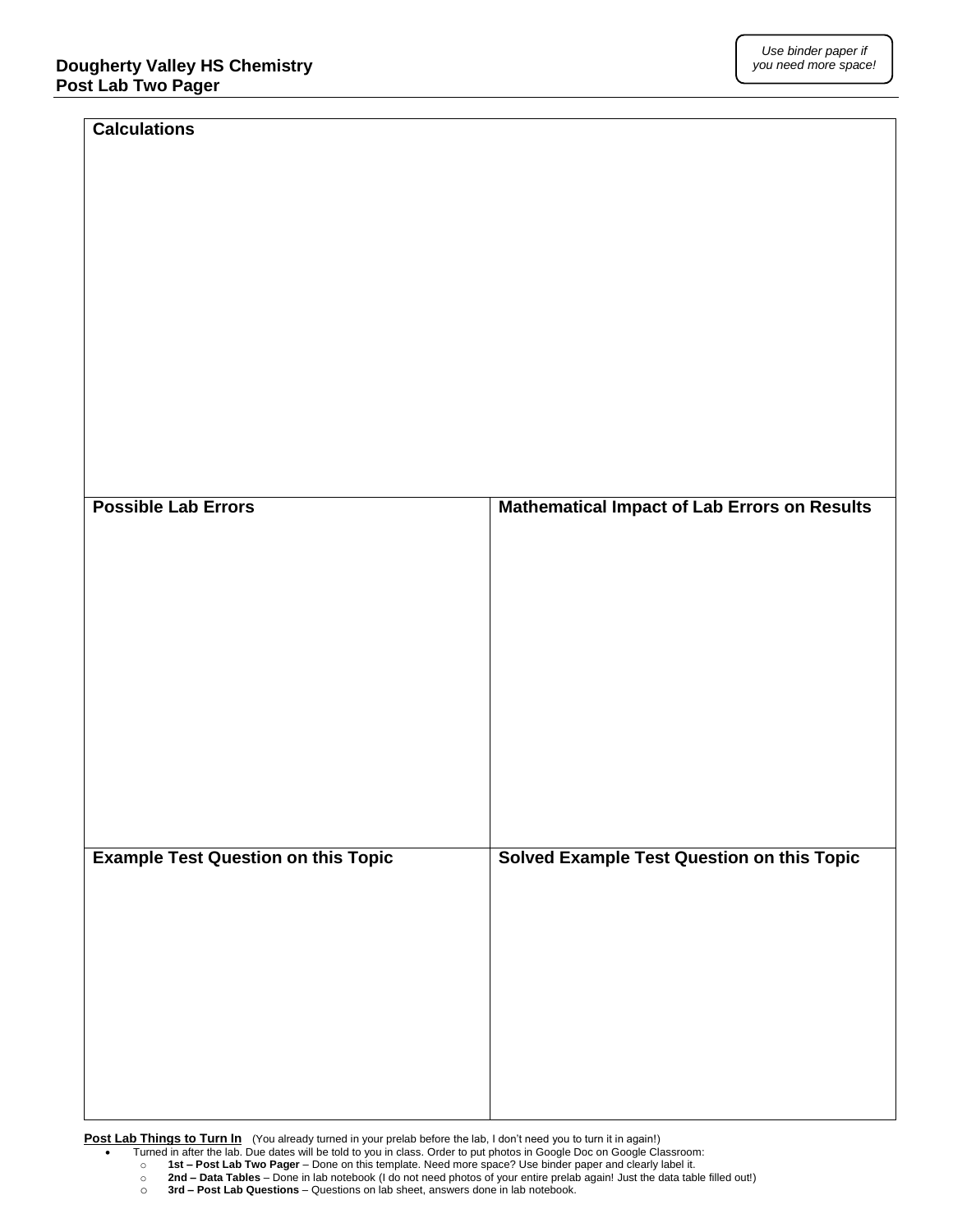**Dougherty Valley HS Chemistry**
**Post Lab Two Pager**

*Use binder paper if you need more space!*

| Calculations | |
|---|---|
| | |
| **Possible Lab Errors** | **Mathematical Impact of Lab Errors on Results** |
| | |
| **Example Test Question on this Topic** | **Solved Example Test Question on this Topic** |
| | |

**Post Lab Things to Turn In** (You already turned in your prelab before the lab, I don't need you to turn it in again!)

- Turned in after the lab. Due dates will be told to you in class. Order to put photos in Google Doc on Google Classroom:
  - **1st – Post Lab Two Pager** – Done on this template. Need more space? Use binder paper and clearly label it.
  - **2nd – Data Tables** – Done in lab notebook (I do not need photos of your entire prelab again! Just the data table filled out!)
  - **3rd – Post Lab Questions** – Questions on lab sheet, answers done in lab notebook.